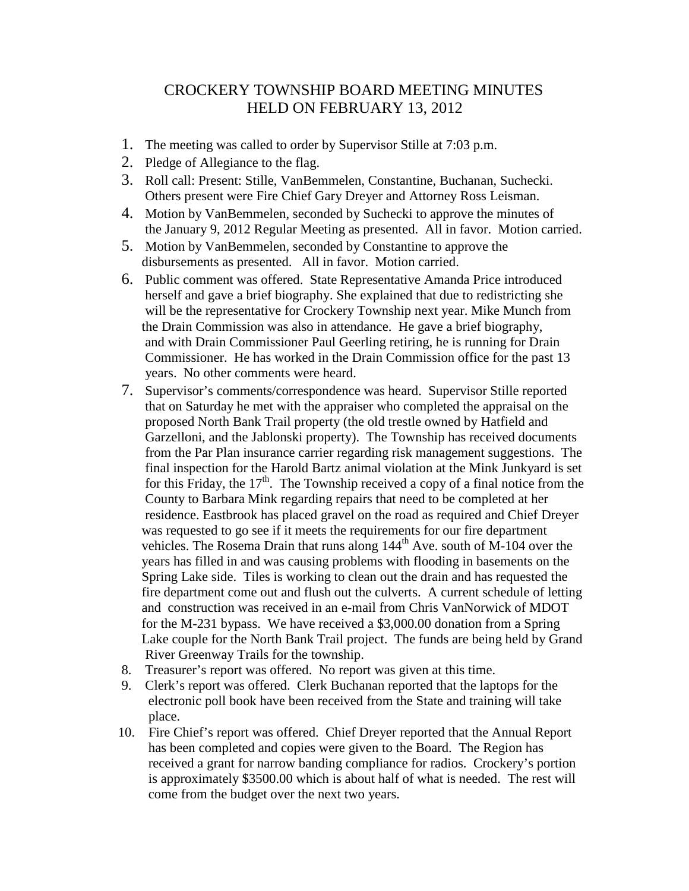# CROCKERY TOWNSHIP BOARD MEETING MINUTES
## HELD ON FEBRUARY 13, 2012

1. The meeting was called to order by Supervisor Stille at 7:03 p.m.
2. Pledge of Allegiance to the flag.
3. Roll call: Present: Stille, VanBemmelen, Constantine, Buchanan, Suchecki. Others present were Fire Chief Gary Dreyer and Attorney Ross Leisman.
4. Motion by VanBemmelen, seconded by Suchecki to approve the minutes of the January 9, 2012 Regular Meeting as presented. All in favor. Motion carried.
5. Motion by VanBemmelen, seconded by Constantine to approve the disbursements as presented. All in favor. Motion carried.
6. Public comment was offered. State Representative Amanda Price introduced herself and gave a brief biography. She explained that due to redistricting she will be the representative for Crockery Township next year. Mike Munch from the Drain Commission was also in attendance. He gave a brief biography, and with Drain Commissioner Paul Geerling retiring, he is running for Drain Commissioner. He has worked in the Drain Commission office for the past 13 years. No other comments were heard.
7. Supervisor's comments/correspondence was heard. Supervisor Stille reported that on Saturday he met with the appraiser who completed the appraisal on the proposed North Bank Trail property (the old trestle owned by Hatfield and Garzelloni, and the Jablonski property). The Township has received documents from the Par Plan insurance carrier regarding risk management suggestions. The final inspection for the Harold Bartz animal violation at the Mink Junkyard is set for this Friday, the 17th. The Township received a copy of a final notice from the County to Barbara Mink regarding repairs that need to be completed at her residence. Eastbrook has placed gravel on the road as required and Chief Dreyer was requested to go see if it meets the requirements for our fire department vehicles. The Rosema Drain that runs along 144th Ave. south of M-104 over the years has filled in and was causing problems with flooding in basements on the Spring Lake side. Tiles is working to clean out the drain and has requested the fire department come out and flush out the culverts. A current schedule of letting and construction was received in an e-mail from Chris VanNorwick of MDOT for the M-231 bypass. We have received a $3,000.00 donation from a Spring Lake couple for the North Bank Trail project. The funds are being held by Grand River Greenway Trails for the township.
8. Treasurer's report was offered. No report was given at this time.
9. Clerk's report was offered. Clerk Buchanan reported that the laptops for the electronic poll book have been received from the State and training will take place.
10. Fire Chief's report was offered. Chief Dreyer reported that the Annual Report has been completed and copies were given to the Board. The Region has received a grant for narrow banding compliance for radios. Crockery's portion is approximately $3500.00 which is about half of what is needed. The rest will come from the budget over the next two years.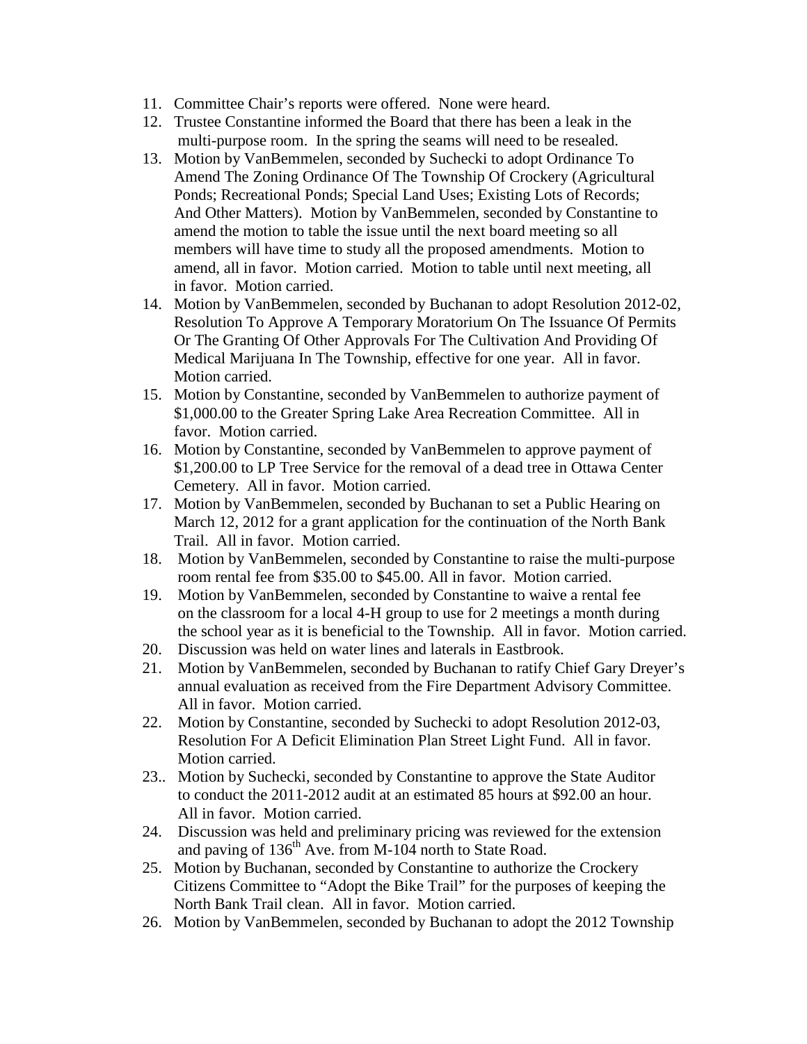11. Committee Chair's reports were offered. None were heard.
12. Trustee Constantine informed the Board that there has been a leak in the multi-purpose room. In the spring the seams will need to be resealed.
13. Motion by VanBemmelen, seconded by Suchecki to adopt Ordinance To Amend The Zoning Ordinance Of The Township Of Crockery (Agricultural Ponds; Recreational Ponds; Special Land Uses; Existing Lots of Records; And Other Matters). Motion by VanBemmelen, seconded by Constantine to amend the motion to table the issue until the next board meeting so all members will have time to study all the proposed amendments. Motion to amend, all in favor. Motion carried. Motion to table until next meeting, all in favor. Motion carried.
14. Motion by VanBemmelen, seconded by Buchanan to adopt Resolution 2012-02, Resolution To Approve A Temporary Moratorium On The Issuance Of Permits Or The Granting Of Other Approvals For The Cultivation And Providing Of Medical Marijuana In The Township, effective for one year. All in favor. Motion carried.
15. Motion by Constantine, seconded by VanBemmelen to authorize payment of $1,000.00 to the Greater Spring Lake Area Recreation Committee. All in favor. Motion carried.
16. Motion by Constantine, seconded by VanBemmelen to approve payment of $1,200.00 to LP Tree Service for the removal of a dead tree in Ottawa Center Cemetery. All in favor. Motion carried.
17. Motion by VanBemmelen, seconded by Buchanan to set a Public Hearing on March 12, 2012 for a grant application for the continuation of the North Bank Trail. All in favor. Motion carried.
18. Motion by VanBemmelen, seconded by Constantine to raise the multi-purpose room rental fee from $35.00 to $45.00. All in favor. Motion carried.
19. Motion by VanBemmelen, seconded by Constantine to waive a rental fee on the classroom for a local 4-H group to use for 2 meetings a month during the school year as it is beneficial to the Township. All in favor. Motion carried.
20. Discussion was held on water lines and laterals in Eastbrook.
21. Motion by VanBemmelen, seconded by Buchanan to ratify Chief Gary Dreyer's annual evaluation as received from the Fire Department Advisory Committee. All in favor. Motion carried.
22. Motion by Constantine, seconded by Suchecki to adopt Resolution 2012-03, Resolution For A Deficit Elimination Plan Street Light Fund. All in favor. Motion carried.
23.. Motion by Suchecki, seconded by Constantine to approve the State Auditor to conduct the 2011-2012 audit at an estimated 85 hours at $92.00 an hour. All in favor. Motion carried.
24. Discussion was held and preliminary pricing was reviewed for the extension and paving of 136th Ave. from M-104 north to State Road.
25. Motion by Buchanan, seconded by Constantine to authorize the Crockery Citizens Committee to "Adopt the Bike Trail" for the purposes of keeping the North Bank Trail clean. All in favor. Motion carried.
26. Motion by VanBemmelen, seconded by Buchanan to adopt the 2012 Township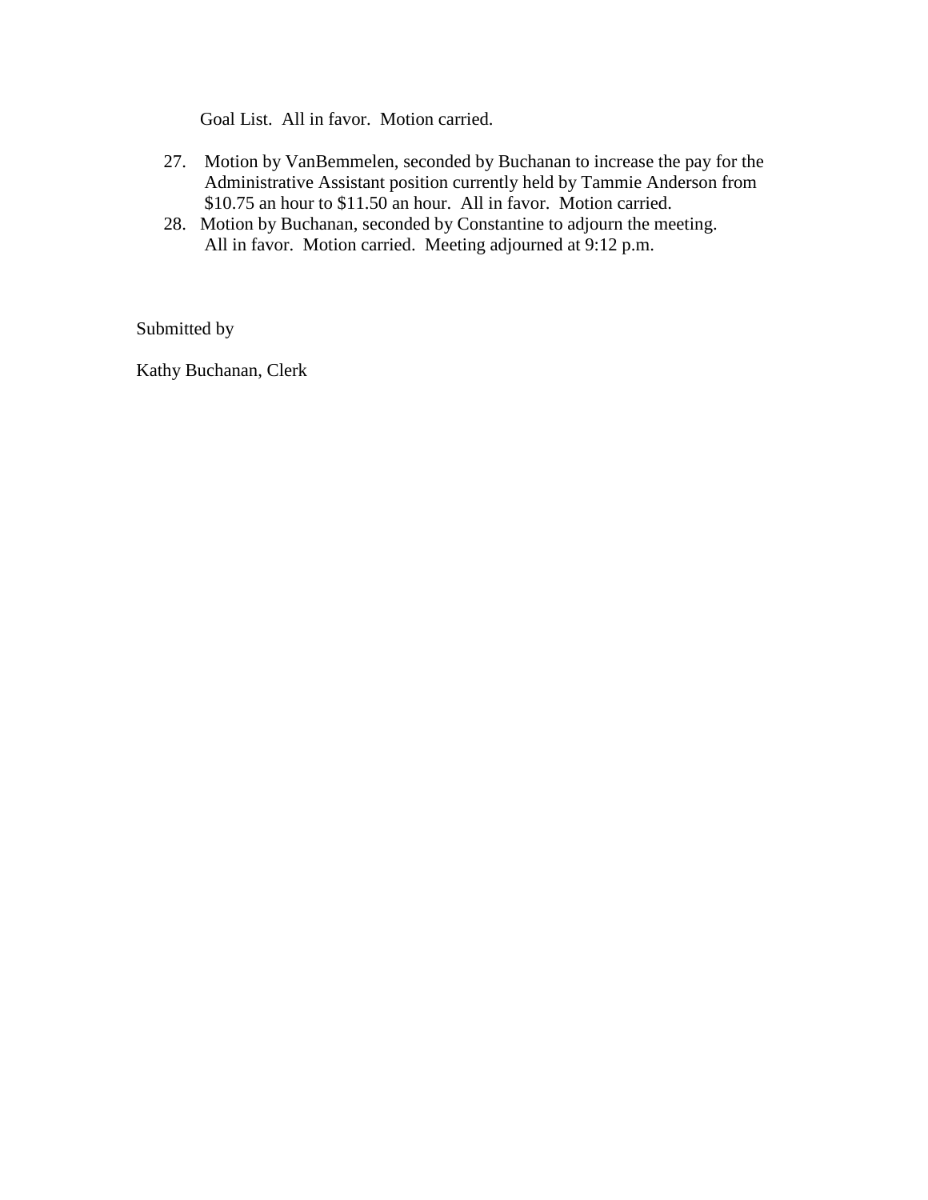Goal List.  All in favor.  Motion carried.

27. Motion by VanBemmelen, seconded by Buchanan to increase the pay for the Administrative Assistant position currently held by Tammie Anderson from $10.75 an hour to $11.50 an hour.  All in favor.  Motion carried.
28. Motion by Buchanan, seconded by Constantine to adjourn the meeting. All in favor.  Motion carried.  Meeting adjourned at 9:12 p.m.

Submitted by

Kathy Buchanan, Clerk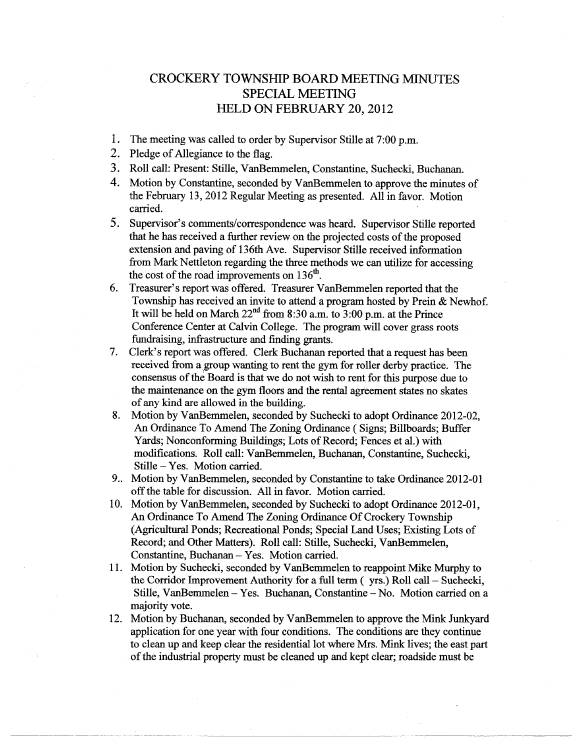# CROCKERY TOWNSHIP BOARD MEETING MINUTES
# SPECIAL MEETING
# HELD ON FEBRUARY 20, 2012

1. The meeting was called to order by Supervisor Stille at 7:00 p.m.
2. Pledge of Allegiance to the flag.
3. Roll call: Present: Stille, VanBemmelen, Constantine, Suchecki, Buchanan.
4. Motion by Constantine, seconded by VanBemmelen to approve the minutes of the February 13, 2012 Regular Meeting as presented. All in favor. Motion carried.
5. Supervisor's comments/correspondence was heard. Supervisor Stille reported that he has received a further review on the projected costs of the proposed extension and paving of 136th Ave. Supervisor Stille received information from Mark Nettleton regarding the three methods we can utilize for accessing the cost of the road improvements on 136th.
6. Treasurer's report was offered. Treasurer VanBemmelen reported that the Township has received an invite to attend a program hosted by Prein & Newhof. It will be held on March 22nd from 8:30 a.m. to 3:00 p.m. at the Prince Conference Center at Calvin College. The program will cover grass roots fundraising, infrastructure and finding grants.
7. Clerk's report was offered. Clerk Buchanan reported that a request has been received from a group wanting to rent the gym for roller derby practice. The consensus of the Board is that we do not wish to rent for this purpose due to the maintenance on the gym floors and the rental agreement states no skates of any kind are allowed in the building.
8. Motion by VanBemmelen, seconded by Suchecki to adopt Ordinance 2012-02, An Ordinance To Amend The Zoning Ordinance ( Signs; Billboards; Buffer Yards; Nonconforming Buildings; Lots of Record; Fences et al.) with modifications. Roll call: VanBemmelen, Buchanan, Constantine, Suchecki, Stille – Yes. Motion carried.
9. Motion by VanBemmelen, seconded by Constantine to take Ordinance 2012-01 off the table for discussion. All in favor. Motion carried.
10. Motion by VanBemmelen, seconded by Suchecki to adopt Ordinance 2012-01, An Ordinance To Amend The Zoning Ordinance Of Crockery Township (Agricultural Ponds; Recreational Ponds; Special Land Uses; Existing Lots of Record; and Other Matters). Roll call: Stille, Suchecki, VanBemmelen, Constantine, Buchanan – Yes. Motion carried.
11. Motion by Suchecki, seconded by VanBemmelen to reappoint Mike Murphy to the Corridor Improvement Authority for a full term ( yrs.) Roll call – Suchecki, Stille, VanBemmelen – Yes. Buchanan, Constantine – No. Motion carried on a majority vote.
12. Motion by Buchanan, seconded by VanBemmelen to approve the Mink Junkyard application for one year with four conditions. The conditions are they continue to clean up and keep clear the residential lot where Mrs. Mink lives; the east part of the industrial property must be cleaned up and kept clear; roadside must be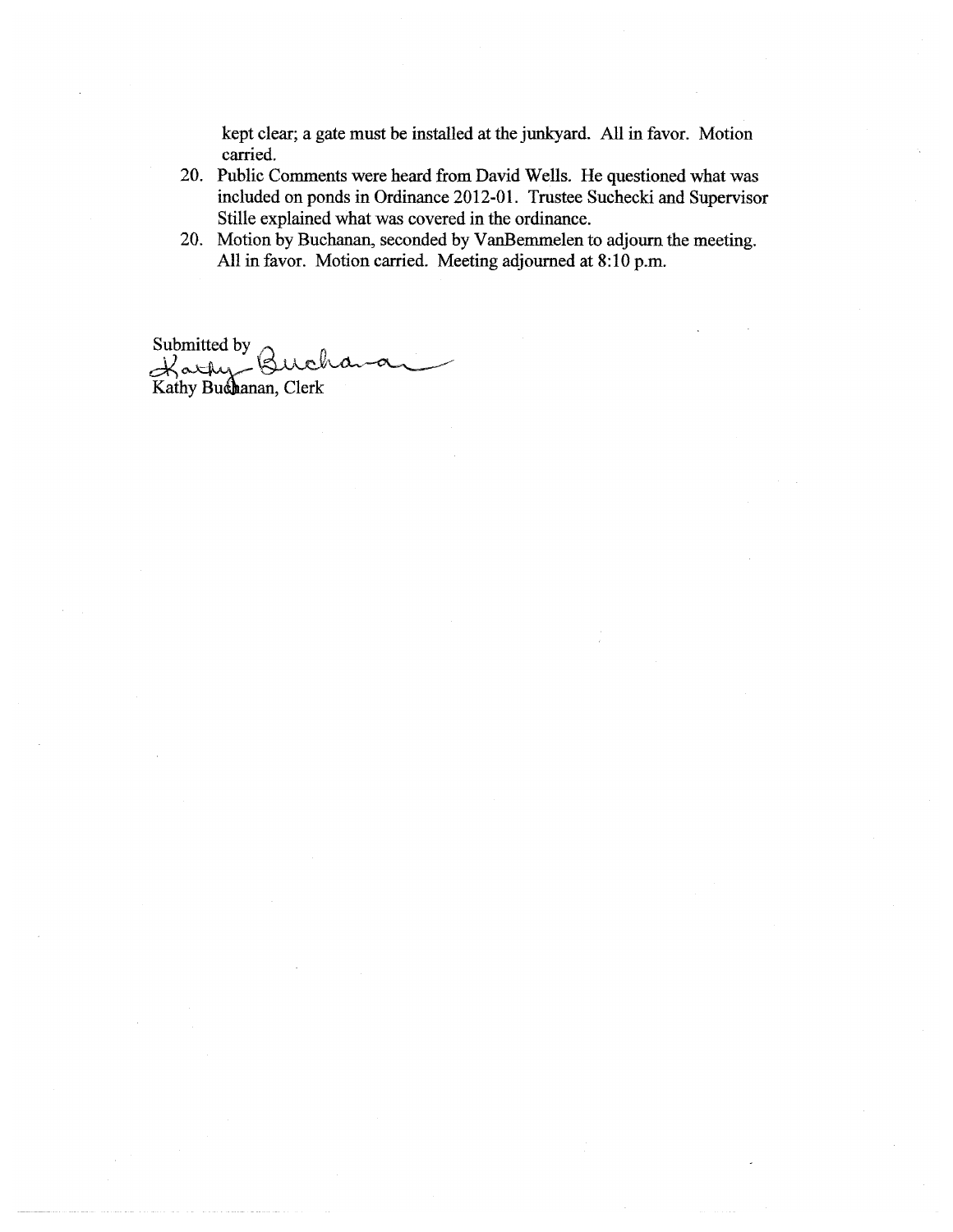kept clear; a gate must be installed at the junkyard. All in favor. Motion carried.

20. Public Comments were heard from David Wells. He questioned what was included on ponds in Ordinance 2012-01. Trustee Suchecki and Supervisor Stille explained what was covered in the ordinance.
20. Motion by Buchanan, seconded by VanBemmelen to adjourn the meeting. All in favor. Motion carried. Meeting adjourned at 8:10 p.m.

Submitted by
Kathy Buchanan
Kathy Buchanan, Clerk